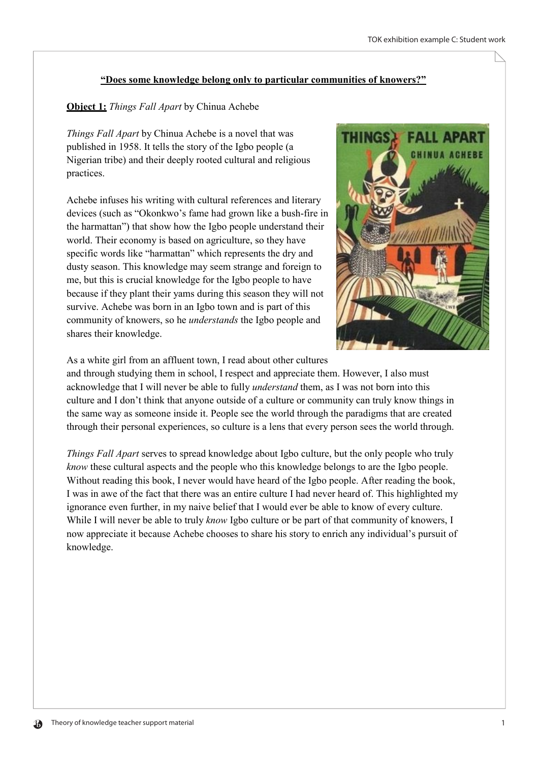**"Does some knowledge belong only to particular communities of knowers?"**

**Object 1:** *Things Fall Apart* by Chinua Achebe

*Things Fall Apart* by Chinua Achebe is a novel that was published in 1958. It tells the story of the Igbo people (a Nigerian tribe) and their deeply rooted cultural and religious practices.

Achebe infuses his writing with cultural references and literary devices (such as "Okonkwo's fame had grown like a bush-fire in the harmattan") that show how the Igbo people understand their world. Their economy is based on agriculture, so they have specific words like "harmattan" which represents the dry and dusty season. This knowledge may seem strange and foreign to me, but this is crucial knowledge for the Igbo people to have because if they plant their yams during this season they will not survive. Achebe was born in an Igbo town and is part of this community of knowers, so he *understands* the Igbo people and shares their knowledge.

As a white girl from an affluent town, I read about other cultures and through studying them in school, I respect and appreciate them. However, I also must acknowledge that I will never be able to fully *understand* them, as I was not born into this culture and I don't think that anyone outside of a culture or community can truly know things in the same way as someone inside it. People see the world through the paradigms that are created through their personal experiences, so culture is a lens that every person sees the world through.

*Things Fall Apart* serves to spread knowledge about Igbo culture, but the only people who truly *know* these cultural aspects and the people who this knowledge belongs to are the Igbo people. Without reading this book, I never would have heard of the Igbo people. After reading the book, I was in awe of the fact that there was an entire culture I had never heard of. This highlighted my ignorance even further, in my naive belief that I would ever be able to know of every culture. While I will never be able to truly *know* Igbo culture or be part of that community of knowers, I now appreciate it because Achebe chooses to share his story to enrich any individual's pursuit of knowledge.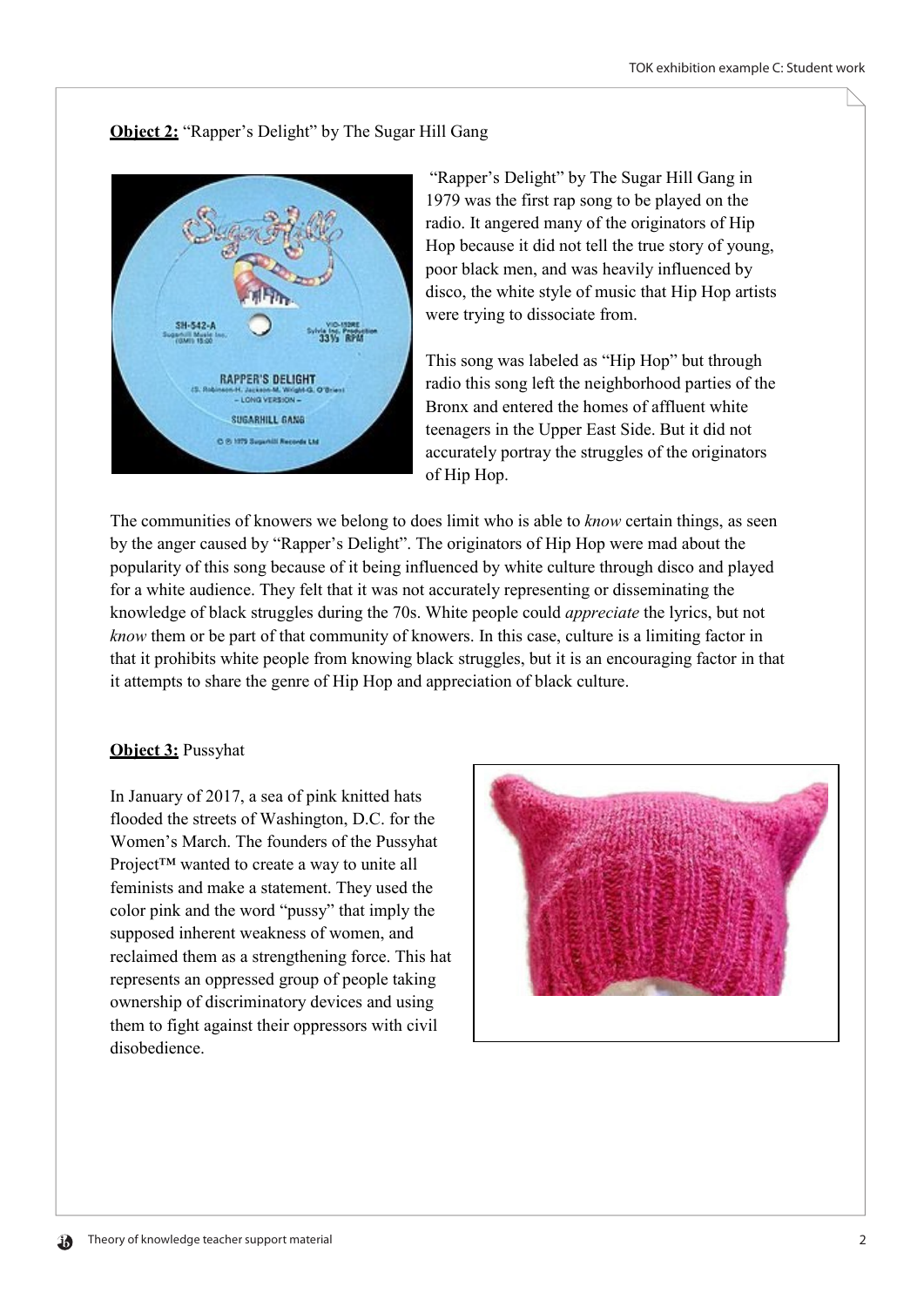**<u>Object 2:</u>** "Rapper's Delight" by The Sugar Hill Gang

"Rapper's Delight" by The Sugar Hill Gang in 1979 was the first rap song to be played on the radio. It angered many of the originators of Hip Hop because it did not tell the true story of young, poor black men, and was heavily influenced by disco, the white style of music that Hip Hop artists were trying to dissociate from.

This song was labeled as "Hip Hop" but through radio this song left the neighborhood parties of the Bronx and entered the homes of affluent white teenagers in the Upper East Side. But it did not accurately portray the struggles of the originators of Hip Hop.

The communities of knowers we belong to does limit who is able to *know* certain things, as seen by the anger caused by "Rapper's Delight". The originators of Hip Hop were mad about the popularity of this song because of it being influenced by white culture through disco and played for a white audience. They felt that it was not accurately representing or disseminating the knowledge of black struggles during the 70s. White people could *appreciate* the lyrics, but not *know* them or be part of that community of knowers. In this case, culture is a limiting factor in that it prohibits white people from knowing black struggles, but it is an encouraging factor in that it attempts to share the genre of Hip Hop and appreciation of black culture.

**<u>Object 3:</u>** Pussyhat

In January of 2017, a sea of pink knitted hats flooded the streets of Washington, D.C. for the Women's March. The founders of the Pussyhat Project™ wanted to create a way to unite all feminists and make a statement. They used the color pink and the word "pussy" that imply the supposed inherent weakness of women, and reclaimed them as a strengthening force. This hat represents an oppressed group of people taking ownership of discriminatory devices and using them to fight against their oppressors with civil disobedience.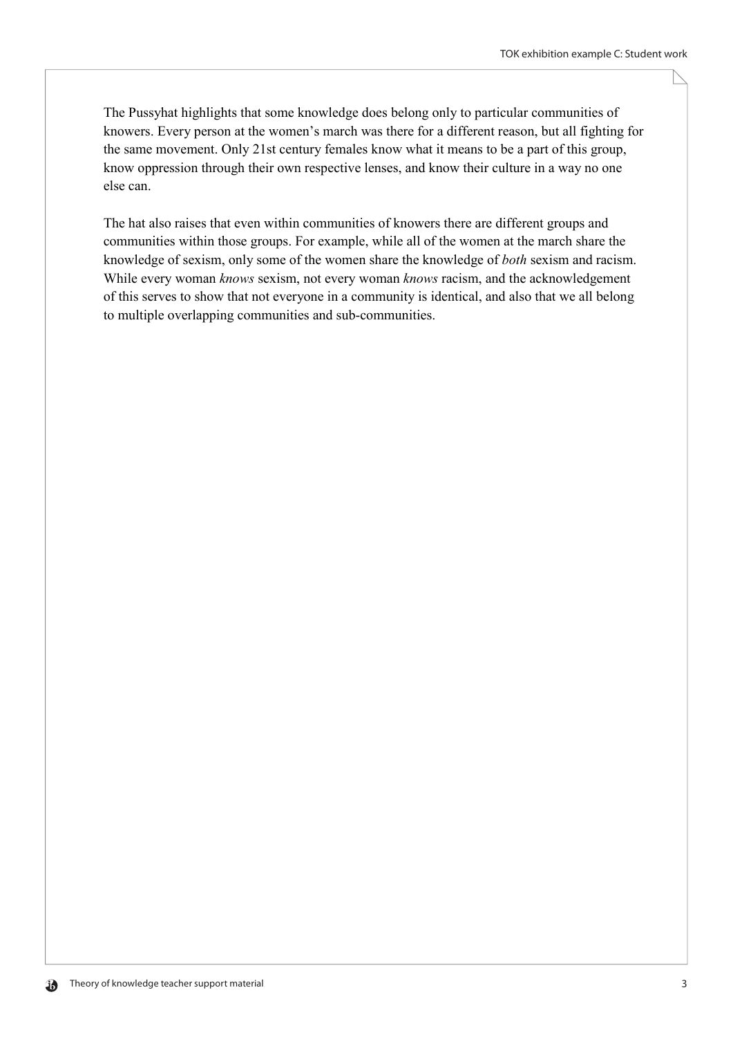The Pussyhat highlights that some knowledge does belong only to particular communities of knowers. Every person at the women's march was there for a different reason, but all fighting for the same movement. Only 21st century females know what it means to be a part of this group, know oppression through their own respective lenses, and know their culture in a way no one else can.

The hat also raises that even within communities of knowers there are different groups and communities within those groups. For example, while all of the women at the march share the knowledge of sexism, only some of the women share the knowledge of *both* sexism and racism. While every woman *knows* sexism, not every woman *knows* racism, and the acknowledgement of this serves to show that not everyone in a community is identical, and also that we all belong to multiple overlapping communities and sub-communities.